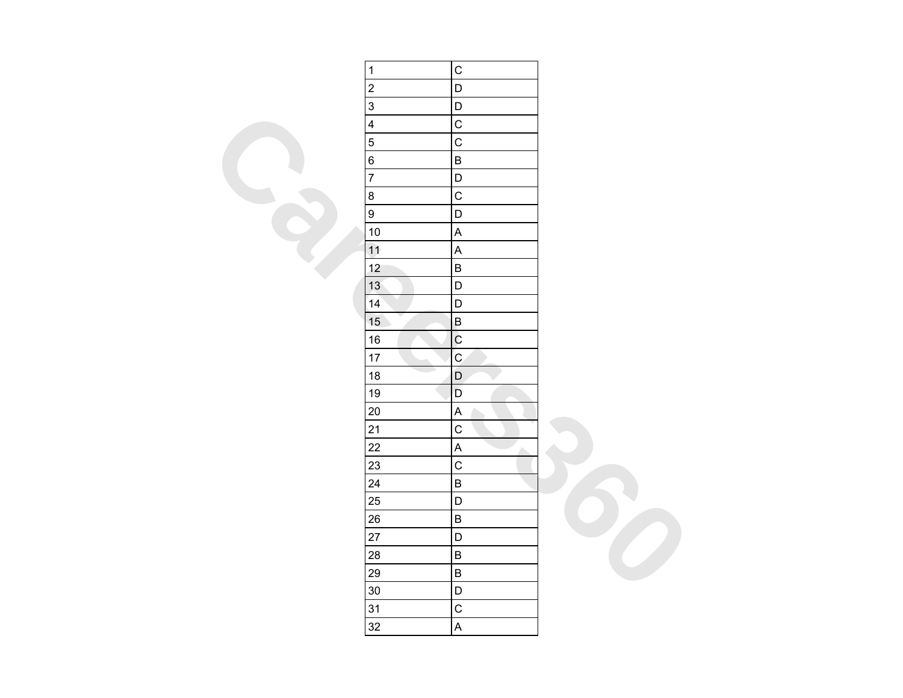| 1 | C |
|---|---|
| 2 | D |
| 3 | D |
| 4 | C |
| 5 | C |
| 6 | B |
| 7 | D |
| 8 | C |
| 9 | D |
| 10 | A |
| 11 | A |
| 12 | B |
| 13 | D |
| 14 | D |
| 15 | B |
| 16 | C |
| 17 | C |
| 18 | D |
| 19 | D |
| 20 | A |
| 21 | C |
| 22 | A |
| 23 | C |
| 24 | B |
| 25 | D |
| 26 | B |
| 27 | D |
| 28 | B |
| 29 | B |
| 30 | D |
| 31 | C |
| 32 | A |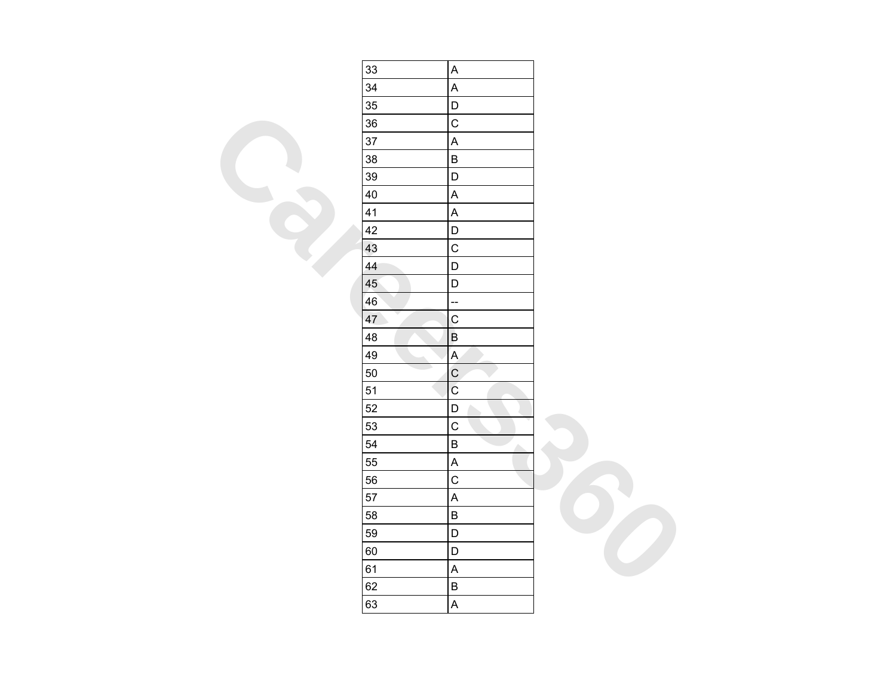| 33 | A |
|---|---|
| 34 | A |
| 35 | D |
| 36 | C |
| 37 | A |
| 38 | B |
| 39 | D |
| 40 | A |
| 41 | A |
| 42 | D |
| 43 | C |
| 44 | D |
| 45 | D |
| 46 | -- |
| 47 | C |
| 48 | B |
| 49 | A |
| 50 | C |
| 51 | C |
| 52 | D |
| 53 | C |
| 54 | B |
| 55 | A |
| 56 | C |
| 57 | A |
| 58 | B |
| 59 | D |
| 60 | D |
| 61 | A |
| 62 | B |
| 63 | A |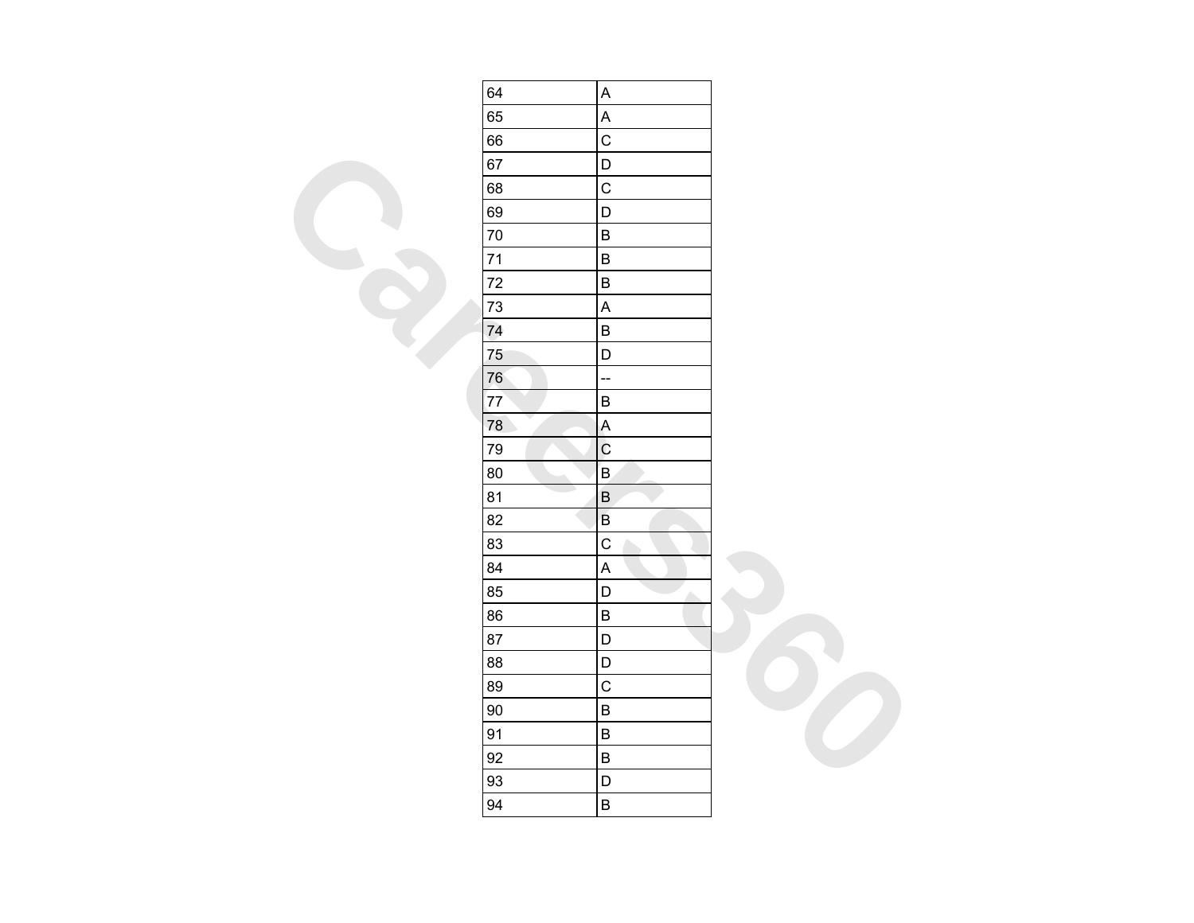| 64 | A |
| --- | --- |
| 65 | A |
| 66 | C |
| 67 | D |
| 68 | C |
| 69 | D |
| 70 | B |
| 71 | B |
| 72 | B |
| 73 | A |
| 74 | B |
| 75 | D |
| 76 | -- |
| 77 | B |
| 78 | A |
| 79 | C |
| 80 | B |
| 81 | B |
| 82 | B |
| 83 | C |
| 84 | A |
| 85 | D |
| 86 | B |
| 87 | D |
| 88 | D |
| 89 | C |
| 90 | B |
| 91 | B |
| 92 | B |
| 93 | D |
| 94 | B |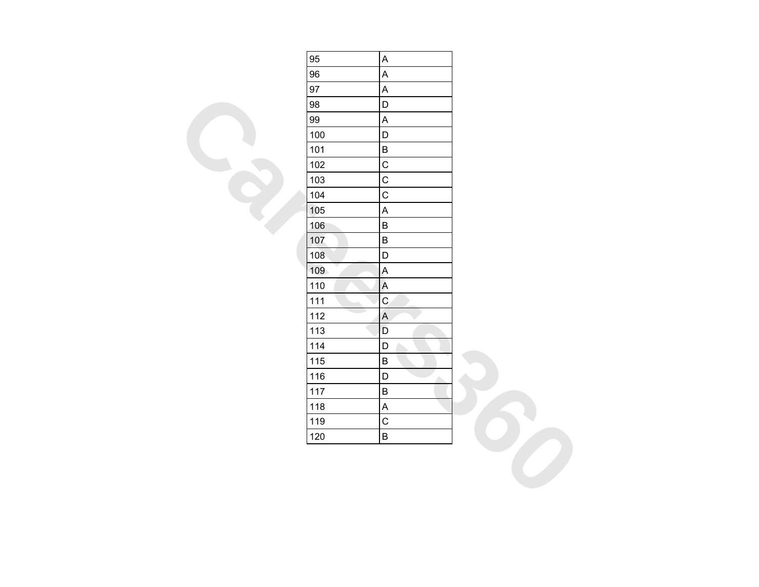| | |
|---|---|
| 95 | A |
| 96 | A |
| 97 | A |
| 98 | D |
| 99 | A |
| 100 | D |
| 101 | B |
| 102 | C |
| 103 | C |
| 104 | C |
| 105 | A |
| 106 | B |
| 107 | B |
| 108 | D |
| 109 | A |
| 110 | A |
| 111 | C |
| 112 | A |
| 113 | D |
| 114 | D |
| 115 | B |
| 116 | D |
| 117 | B |
| 118 | A |
| 119 | C |
| 120 | B |